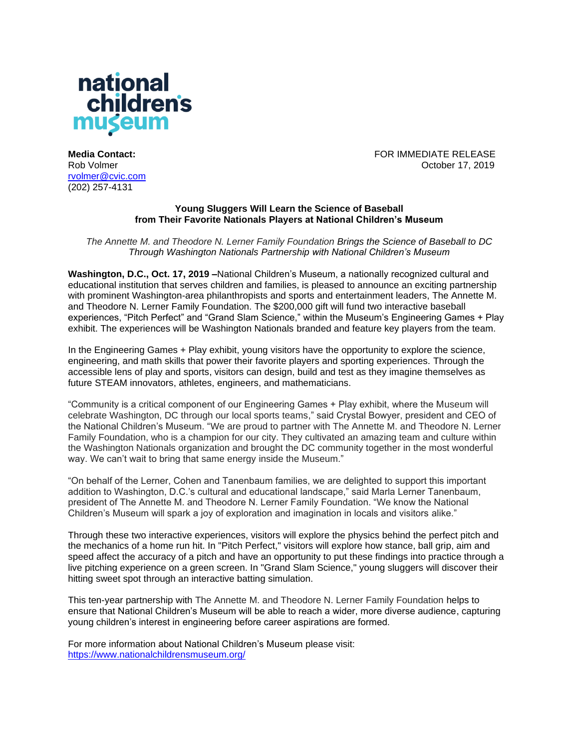national children's museum

**Media Contact:**
Rob Volmer
rvolmer@cvic.com
(202) 257-4131

FOR IMMEDIATE RELEASE
October 17, 2019

**Young Sluggers Will Learn the Science of Baseball from Their Favorite Nationals Players at National Children's Museum**

*The Annette M. and Theodore N. Lerner Family Foundation Brings the Science of Baseball to DC Through Washington Nationals Partnership with National Children's Museum*

**Washington, D.C., Oct. 17, 2019 –** National Children's Museum, a nationally recognized cultural and educational institution that serves children and families, is pleased to announce an exciting partnership with prominent Washington-area philanthropists and sports and entertainment leaders, The Annette M. and Theodore N. Lerner Family Foundation. The $200,000 gift will fund two interactive baseball experiences, "Pitch Perfect" and "Grand Slam Science," within the Museum's Engineering Games + Play exhibit. The experiences will be Washington Nationals branded and feature key players from the team.

In the Engineering Games + Play exhibit, young visitors have the opportunity to explore the science, engineering, and math skills that power their favorite players and sporting experiences. Through the accessible lens of play and sports, visitors can design, build and test as they imagine themselves as future STEAM innovators, athletes, engineers, and mathematicians.

"Community is a critical component of our Engineering Games + Play exhibit, where the Museum will celebrate Washington, DC through our local sports teams," said Crystal Bowyer, president and CEO of the National Children's Museum. "We are proud to partner with The Annette M. and Theodore N. Lerner Family Foundation, who is a champion for our city. They cultivated an amazing team and culture within the Washington Nationals organization and brought the DC community together in the most wonderful way. We can't wait to bring that same energy inside the Museum."

"On behalf of the Lerner, Cohen and Tanenbaum families, we are delighted to support this important addition to Washington, D.C.'s cultural and educational landscape," said Marla Lerner Tanenbaum, president of The Annette M. and Theodore N. Lerner Family Foundation. "We know the National Children's Museum will spark a joy of exploration and imagination in locals and visitors alike."

Through these two interactive experiences, visitors will explore the physics behind the perfect pitch and the mechanics of a home run hit. In "Pitch Perfect," visitors will explore how stance, ball grip, aim and speed affect the accuracy of a pitch and have an opportunity to put these findings into practice through a live pitching experience on a green screen. In "Grand Slam Science," young sluggers will discover their hitting sweet spot through an interactive batting simulation.

This ten-year partnership with The Annette M. and Theodore N. Lerner Family Foundation helps to ensure that National Children's Museum will be able to reach a wider, more diverse audience, capturing young children's interest in engineering before career aspirations are formed.

For more information about National Children's Museum please visit:
https://www.nationalchildrensmuseum.org/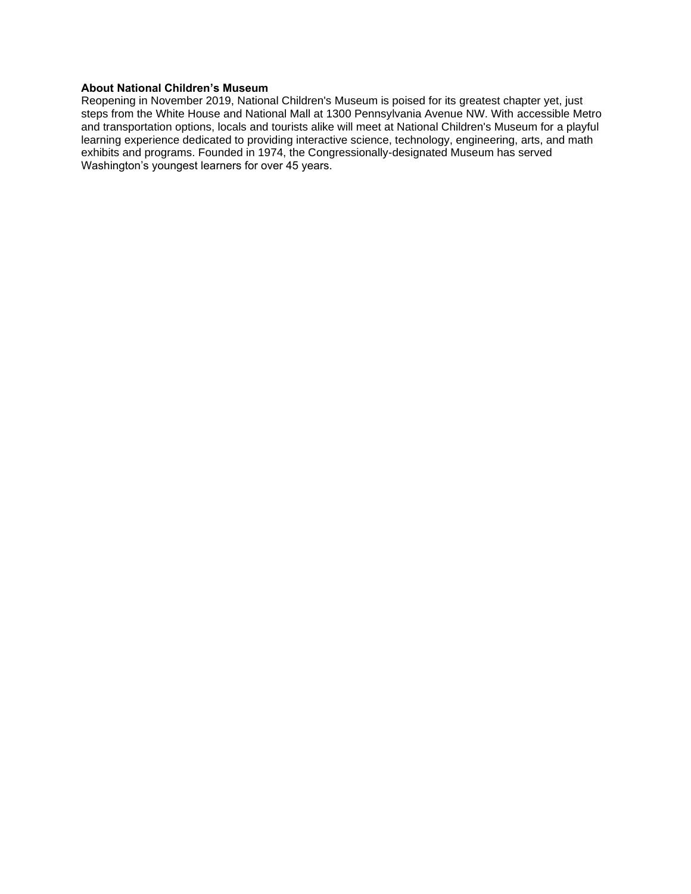**About National Children's Museum**

Reopening in November 2019, National Children's Museum is poised for its greatest chapter yet, just steps from the White House and National Mall at 1300 Pennsylvania Avenue NW. With accessible Metro and transportation options, locals and tourists alike will meet at National Children's Museum for a playful learning experience dedicated to providing interactive science, technology, engineering, arts, and math exhibits and programs. Founded in 1974, the Congressionally-designated Museum has served Washington's youngest learners for over 45 years.